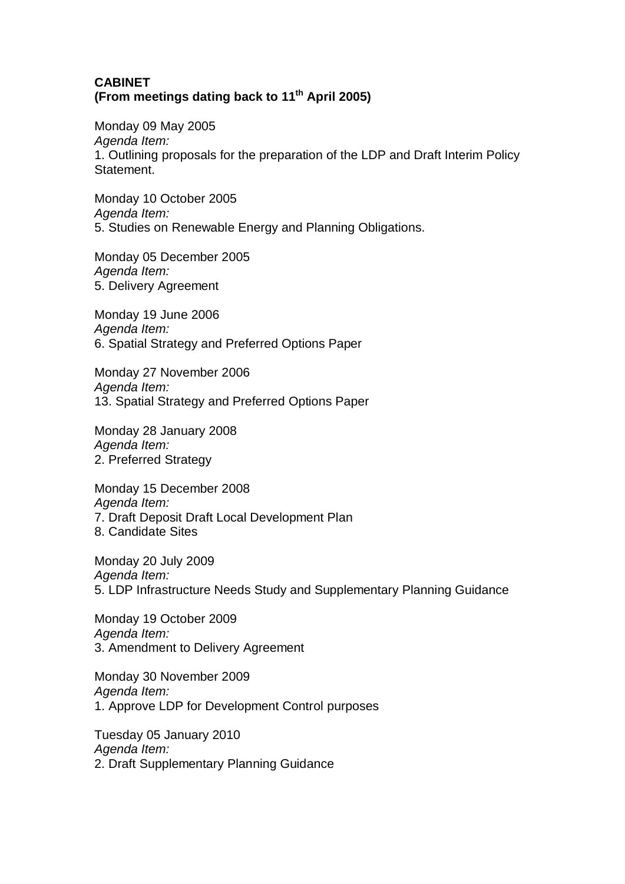**CABINET**
**(From meetings dating back to 11th April 2005)**

Monday 09 May 2005
*Agenda Item:*
1. Outlining proposals for the preparation of the LDP and Draft Interim Policy Statement.

Monday 10 October 2005
*Agenda Item:*
5. Studies on Renewable Energy and Planning Obligations.

Monday 05 December 2005
*Agenda Item:*
5. Delivery Agreement

Monday 19 June 2006
*Agenda Item:*
6. Spatial Strategy and Preferred Options Paper

Monday 27 November 2006
*Agenda Item:*
13. Spatial Strategy and Preferred Options Paper

Monday 28 January 2008
*Agenda Item:*
2. Preferred Strategy

Monday 15 December 2008
*Agenda Item:*
7. Draft Deposit Draft Local Development Plan
8. Candidate Sites

Monday 20 July 2009
*Agenda Item:*
5. LDP Infrastructure Needs Study and Supplementary Planning Guidance

Monday 19 October 2009
*Agenda Item:*
3. Amendment to Delivery Agreement

Monday 30 November 2009
*Agenda Item:*
1. Approve LDP for Development Control purposes

Tuesday 05 January 2010
*Agenda Item:*
2. Draft Supplementary Planning Guidance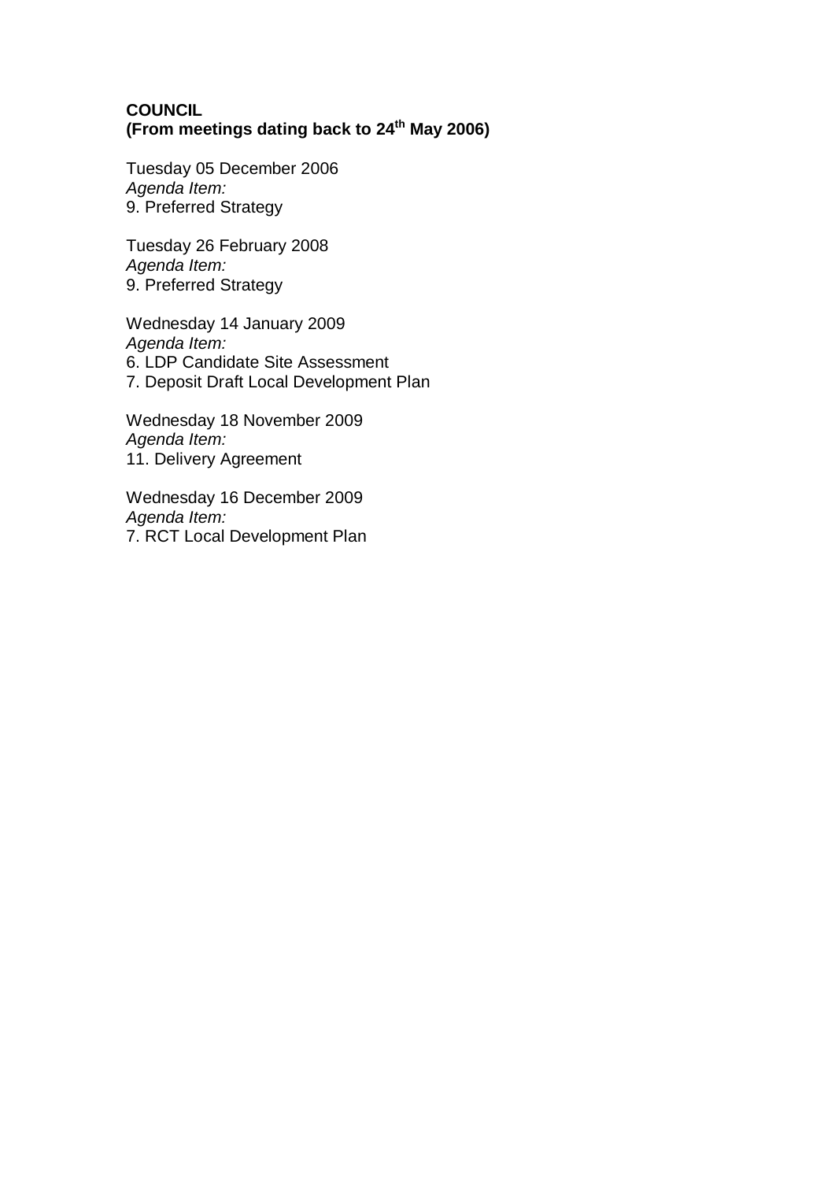**COUNCIL**
**(From meetings dating back to 24th May 2006)**

Tuesday 05 December 2006
*Agenda Item:*
9. Preferred Strategy

Tuesday 26 February 2008
*Agenda Item:*
9. Preferred Strategy

Wednesday 14 January 2009
*Agenda Item:*
6. LDP Candidate Site Assessment
7. Deposit Draft Local Development Plan

Wednesday 18 November 2009
*Agenda Item:*
11. Delivery Agreement

Wednesday 16 December 2009
*Agenda Item:*
7. RCT Local Development Plan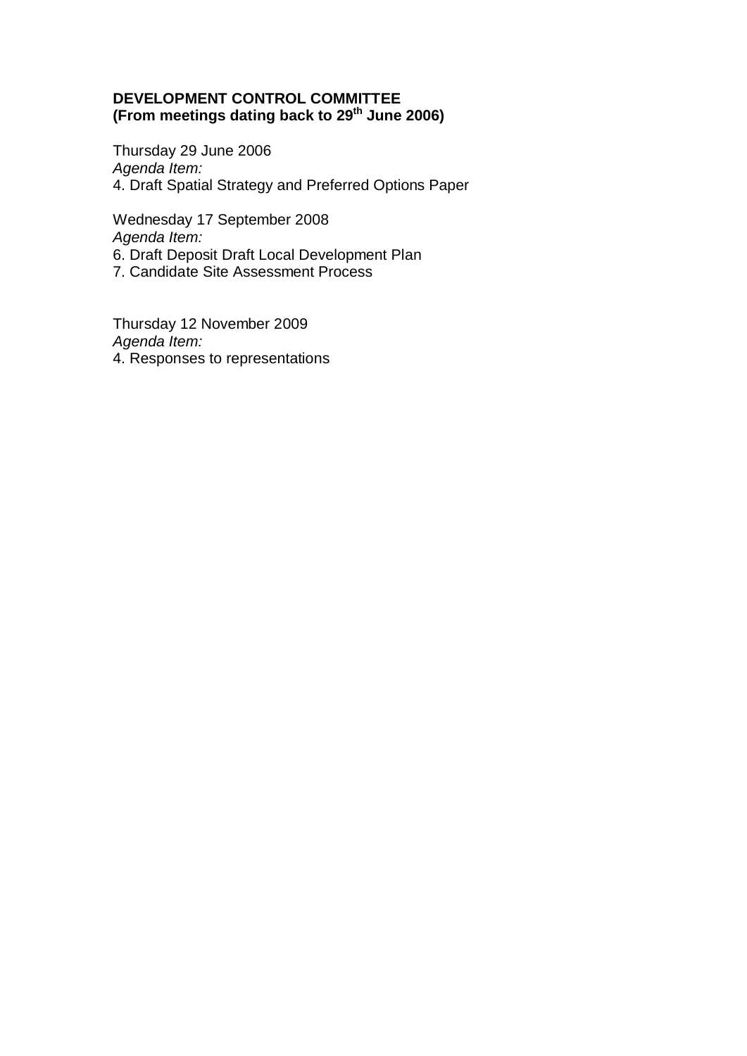**DEVELOPMENT CONTROL COMMITTEE**
**(From meetings dating back to 29th June 2006)**

Thursday 29 June 2006
*Agenda Item:*
4. Draft Spatial Strategy and Preferred Options Paper

Wednesday 17 September 2008
*Agenda Item:*
6. Draft Deposit Draft Local Development Plan
7. Candidate Site Assessment Process

Thursday 12 November 2009
*Agenda Item:*
4. Responses to representations